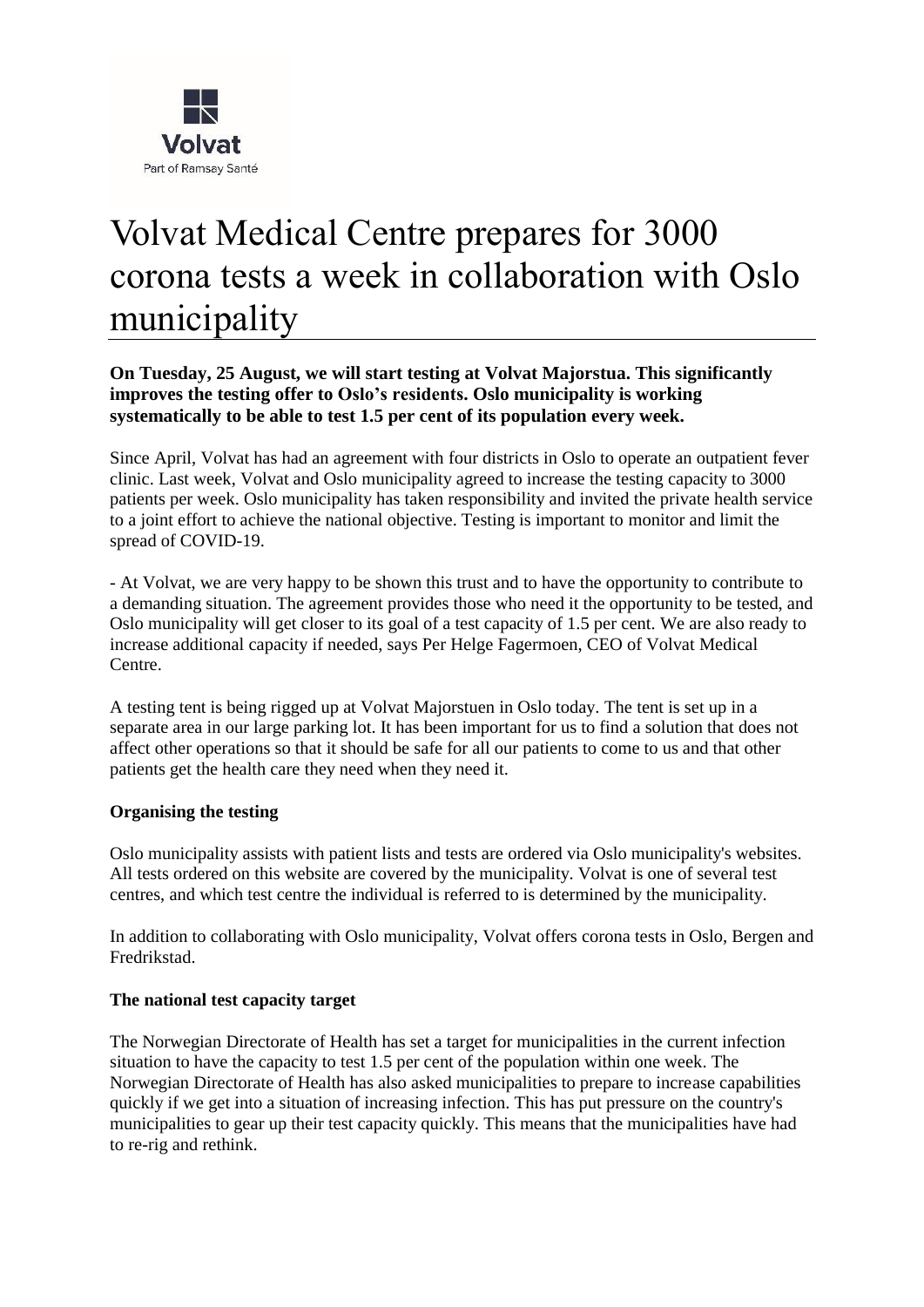Volvat
Part of Ramsay Santé

# Volvat Medical Centre prepares for 3000 corona tests a week in collaboration with Oslo municipality

**On Tuesday, 25 August, we will start testing at Volvat Majorstua. This significantly improves the testing offer to Oslo's residents. Oslo municipality is working systematically to be able to test 1.5 per cent of its population every week.**

Since April, Volvat has had an agreement with four districts in Oslo to operate an outpatient fever clinic. Last week, Volvat and Oslo municipality agreed to increase the testing capacity to 3000 patients per week. Oslo municipality has taken responsibility and invited the private health service to a joint effort to achieve the national objective. Testing is important to monitor and limit the spread of COVID-19.

- At Volvat, we are very happy to be shown this trust and to have the opportunity to contribute to a demanding situation. The agreement provides those who need it the opportunity to be tested, and Oslo municipality will get closer to its goal of a test capacity of 1.5 per cent. We are also ready to increase additional capacity if needed, says Per Helge Fagermoen, CEO of Volvat Medical Centre.

A testing tent is being rigged up at Volvat Majorstuen in Oslo today. The tent is set up in a separate area in our large parking lot. It has been important for us to find a solution that does not affect other operations so that it should be safe for all our patients to come to us and that other patients get the health care they need when they need it.

**Organising the testing**

Oslo municipality assists with patient lists and tests are ordered via Oslo municipality's websites. All tests ordered on this website are covered by the municipality. Volvat is one of several test centres, and which test centre the individual is referred to is determined by the municipality.

In addition to collaborating with Oslo municipality, Volvat offers corona tests in Oslo, Bergen and Fredrikstad.

**The national test capacity target**

The Norwegian Directorate of Health has set a target for municipalities in the current infection situation to have the capacity to test 1.5 per cent of the population within one week. The Norwegian Directorate of Health has also asked municipalities to prepare to increase capabilities quickly if we get into a situation of increasing infection. This has put pressure on the country's municipalities to gear up their test capacity quickly. This means that the municipalities have had to re-rig and rethink.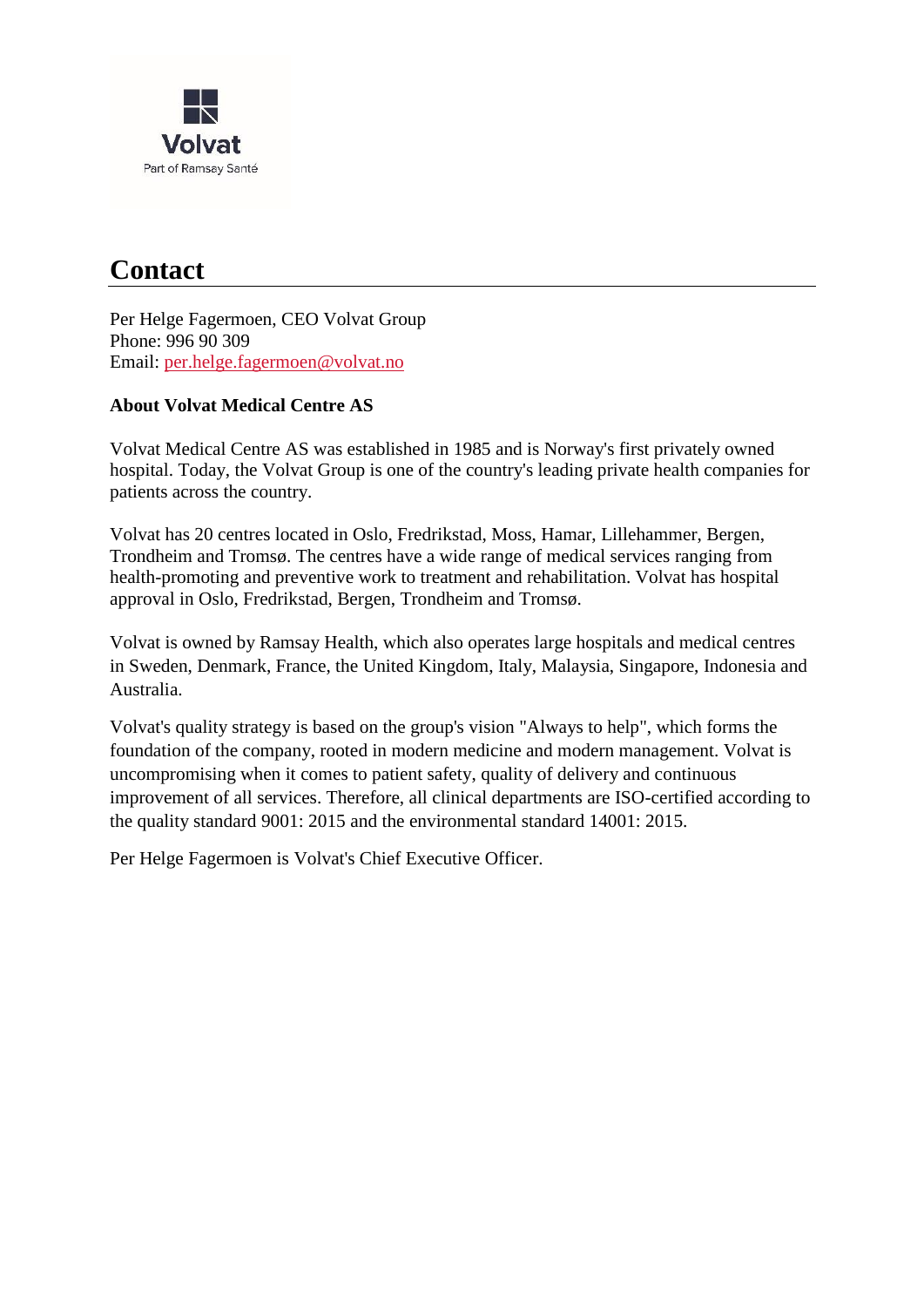Volvat

Part of Ramsay Santé

## Contact

Per Helge Fagermoen, CEO Volvat Group
Phone: 996 90 309
Email: per.helge.fagermoen@volvat.no

**About Volvat Medical Centre AS**

Volvat Medical Centre AS was established in 1985 and is Norway's first privately owned hospital. Today, the Volvat Group is one of the country's leading private health companies for patients across the country.

Volvat has 20 centres located in Oslo, Fredrikstad, Moss, Hamar, Lillehammer, Bergen, Trondheim and Tromsø. The centres have a wide range of medical services ranging from health-promoting and preventive work to treatment and rehabilitation. Volvat has hospital approval in Oslo, Fredrikstad, Bergen, Trondheim and Tromsø.

Volvat is owned by Ramsay Health, which also operates large hospitals and medical centres in Sweden, Denmark, France, the United Kingdom, Italy, Malaysia, Singapore, Indonesia and Australia.

Volvat's quality strategy is based on the group's vision "Always to help", which forms the foundation of the company, rooted in modern medicine and modern management. Volvat is uncompromising when it comes to patient safety, quality of delivery and continuous improvement of all services. Therefore, all clinical departments are ISO-certified according to the quality standard 9001: 2015 and the environmental standard 14001: 2015.

Per Helge Fagermoen is Volvat's Chief Executive Officer.